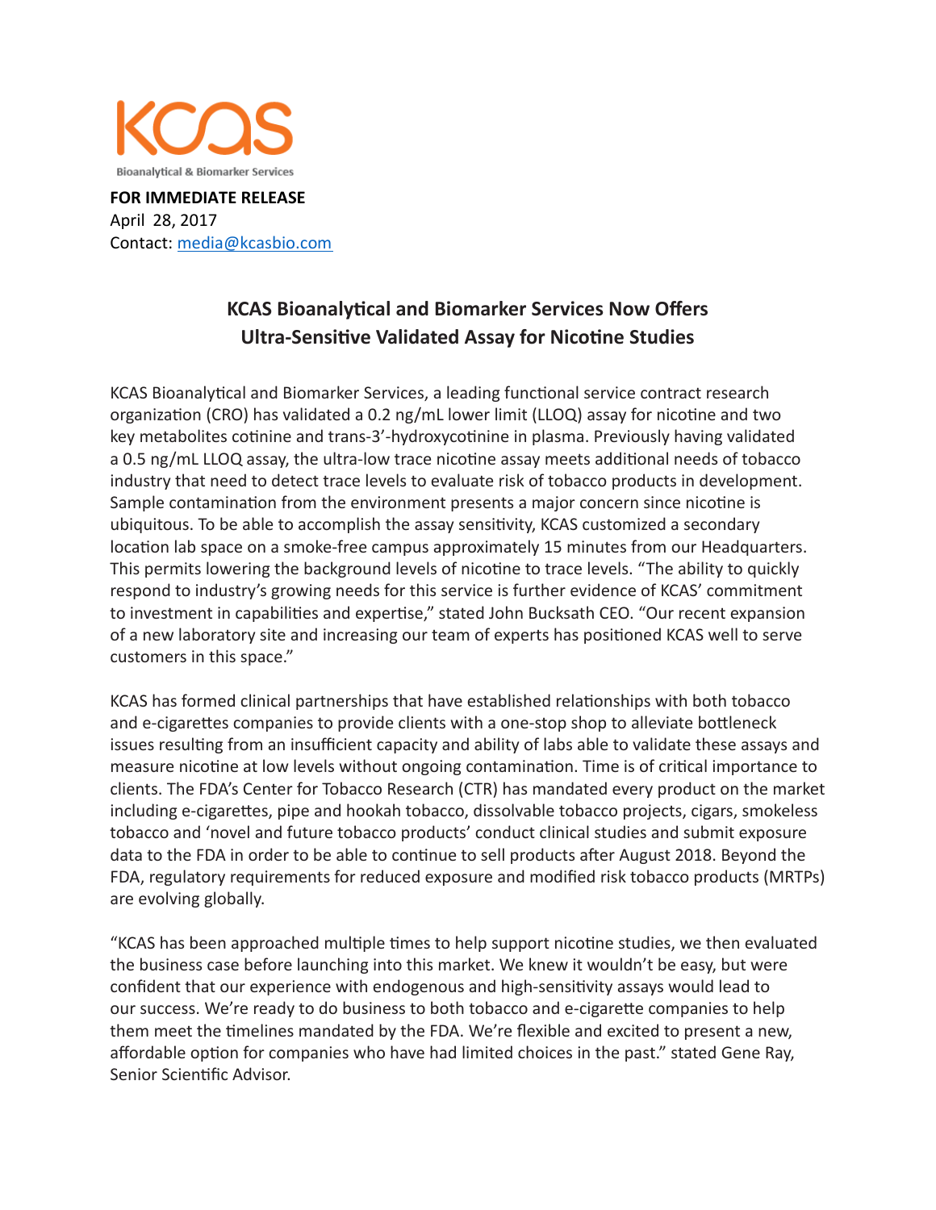KCAS

Bioanalytical & Biomarker Services

**FOR IMMEDIATE RELEASE**
April 28, 2017
Contact: media@kcasbio.com

## KCAS Bioanalytical and Biomarker Services Now Offers Ultra-Sensitive Validated Assay for Nicotine Studies

KCAS Bioanalytical and Biomarker Services, a leading functional service contract research organization (CRO) has validated a 0.2 ng/mL lower limit (LLOQ) assay for nicotine and two key metabolites cotinine and trans-3'-hydroxycotinine in plasma. Previously having validated a 0.5 ng/mL LLOQ assay, the ultra-low trace nicotine assay meets additional needs of tobacco industry that need to detect trace levels to evaluate risk of tobacco products in development. Sample contamination from the environment presents a major concern since nicotine is ubiquitous. To be able to accomplish the assay sensitivity, KCAS customized a secondary location lab space on a smoke-free campus approximately 15 minutes from our Headquarters. This permits lowering the background levels of nicotine to trace levels. "The ability to quickly respond to industry's growing needs for this service is further evidence of KCAS' commitment to investment in capabilities and expertise," stated John Bucksath CEO. "Our recent expansion of a new laboratory site and increasing our team of experts has positioned KCAS well to serve customers in this space."

KCAS has formed clinical partnerships that have established relationships with both tobacco and e-cigarettes companies to provide clients with a one-stop shop to alleviate bottleneck issues resulting from an insufficient capacity and ability of labs able to validate these assays and measure nicotine at low levels without ongoing contamination. Time is of critical importance to clients. The FDA's Center for Tobacco Research (CTR) has mandated every product on the market including e-cigarettes, pipe and hookah tobacco, dissolvable tobacco projects, cigars, smokeless tobacco and 'novel and future tobacco products' conduct clinical studies and submit exposure data to the FDA in order to be able to continue to sell products after August 2018. Beyond the FDA, regulatory requirements for reduced exposure and modified risk tobacco products (MRTPs) are evolving globally.

"KCAS has been approached multiple times to help support nicotine studies, we then evaluated the business case before launching into this market. We knew it wouldn't be easy, but were confident that our experience with endogenous and high-sensitivity assays would lead to our success. We're ready to do business to both tobacco and e-cigarette companies to help them meet the timelines mandated by the FDA. We're flexible and excited to present a new, affordable option for companies who have had limited choices in the past." stated Gene Ray, Senior Scientific Advisor.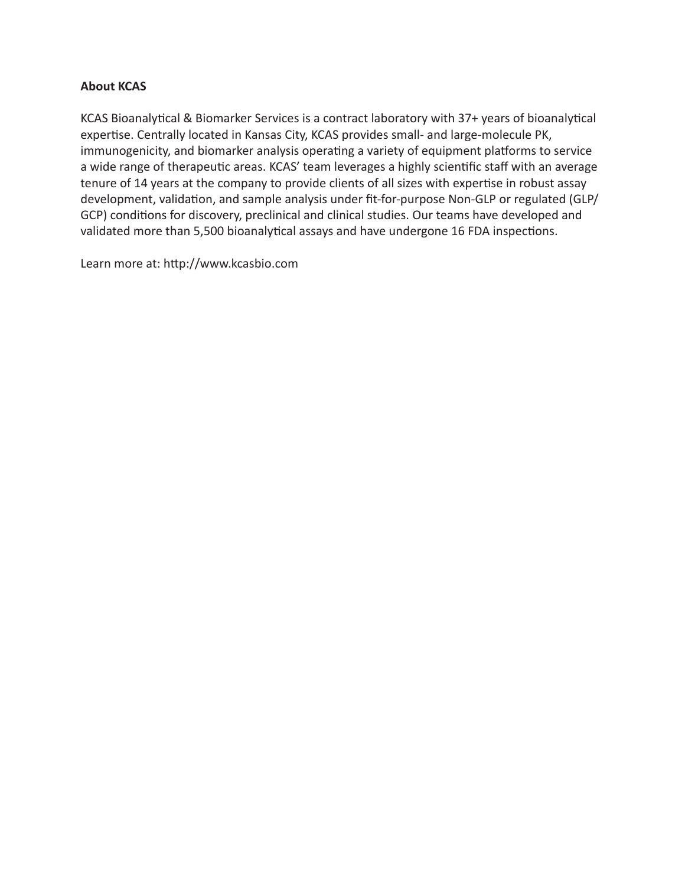**About KCAS**

KCAS Bioanalytical & Biomarker Services is a contract laboratory with 37+ years of bioanalytical expertise. Centrally located in Kansas City, KCAS provides small- and large-molecule PK, immunogenicity, and biomarker analysis operating a variety of equipment platforms to service a wide range of therapeutic areas. KCAS' team leverages a highly scientific staff with an average tenure of 14 years at the company to provide clients of all sizes with expertise in robust assay development, validation, and sample analysis under fit-for-purpose Non-GLP or regulated (GLP/GCP) conditions for discovery, preclinical and clinical studies. Our teams have developed and validated more than 5,500 bioanalytical assays and have undergone 16 FDA inspections.

Learn more at: http://www.kcasbio.com